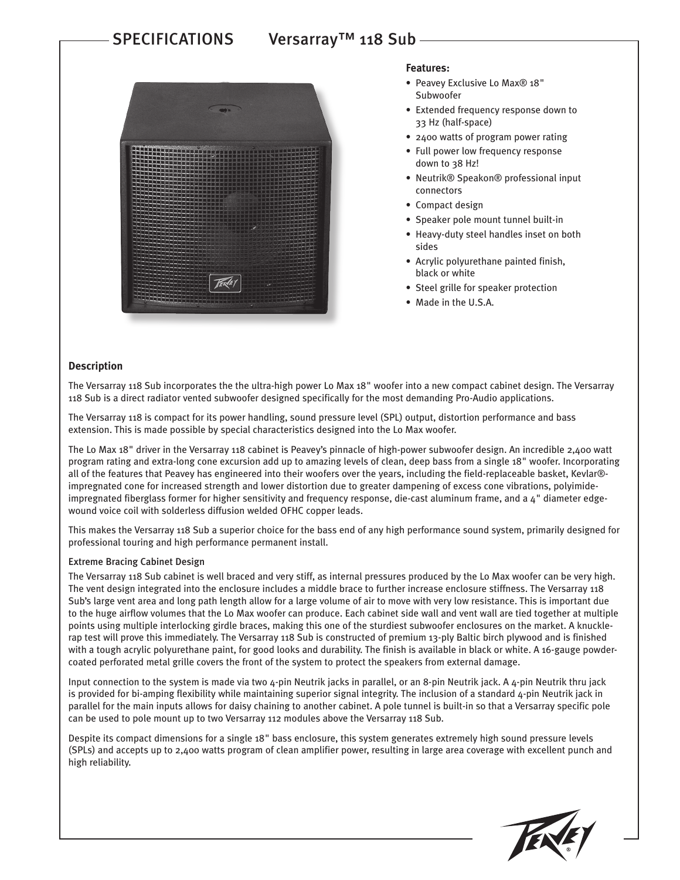# SPECIFICATIONS Versarray™ 118 Sub

**Features:**

- Peavey Exclusive Lo Max® 18" Subwoofer
- Extended frequency response down to 33 Hz (half-space)
- 2400 watts of program power rating
- Full power low frequency response down to 38 Hz!
- Neutrik® Speakon® professional input connectors
- Compact design
- Speaker pole mount tunnel built-in
- Heavy-duty steel handles inset on both sides
- Acrylic polyurethane painted finish, black or white
- Steel grille for speaker protection
- Made in the U.S.A.

## Description

The Versarray 118 Sub incorporates the the ultra-high power Lo Max 18" woofer into a new compact cabinet design. The Versarray 118 Sub is a direct radiator vented subwoofer designed specifically for the most demanding Pro-Audio applications.

The Versarray 118 is compact for its power handling, sound pressure level (SPL) output, distortion performance and bass extension. This is made possible by special characteristics designed into the Lo Max woofer.

The Lo Max 18" driver in the Versarray 118 cabinet is Peavey's pinnacle of high-power subwoofer design. An incredible 2,400 watt program rating and extra-long cone excursion add up to amazing levels of clean, deep bass from a single 18" woofer. Incorporating all of the features that Peavey has engineered into their woofers over the years, including the field-replaceable basket, Kevlar®-impregnated cone for increased strength and lower distortion due to greater dampening of excess cone vibrations, polyimide-impregnated fiberglass former for higher sensitivity and frequency response, die-cast aluminum frame, and a 4" diameter edge-wound voice coil with solderless diffusion welded OFHC copper leads.

This makes the Versarray 118 Sub a superior choice for the bass end of any high performance sound system, primarily designed for professional touring and high performance permanent install.

### Extreme Bracing Cabinet Design

The Versarray 118 Sub cabinet is well braced and very stiff, as internal pressures produced by the Lo Max woofer can be very high. The vent design integrated into the enclosure includes a middle brace to further increase enclosure stiffness. The Versarray 118 Sub's large vent area and long path length allow for a large volume of air to move with very low resistance. This is important due to the huge airflow volumes that the Lo Max woofer can produce. Each cabinet side wall and vent wall are tied together at multiple points using multiple interlocking girdle braces, making this one of the sturdiest subwoofer enclosures on the market. A knuckle-rap test will prove this immediately. The Versarray 118 Sub is constructed of premium 13-ply Baltic birch plywood and is finished with a tough acrylic polyurethane paint, for good looks and durability. The finish is available in black or white. A 16-gauge powder-coated perforated metal grille covers the front of the system to protect the speakers from external damage.

Input connection to the system is made via two 4-pin Neutrik jacks in parallel, or an 8-pin Neutrik jack. A 4-pin Neutrik thru jack is provided for bi-amping flexibility while maintaining superior signal integrity. The inclusion of a standard 4-pin Neutrik jack in parallel for the main inputs allows for daisy chaining to another cabinet. A pole tunnel is built-in so that a Versarray specific pole can be used to pole mount up to two Versarray 112 modules above the Versarray 118 Sub.

Despite its compact dimensions for a single 18" bass enclosure, this system generates extremely high sound pressure levels (SPLs) and accepts up to 2,400 watts program of clean amplifier power, resulting in large area coverage with excellent punch and high reliability.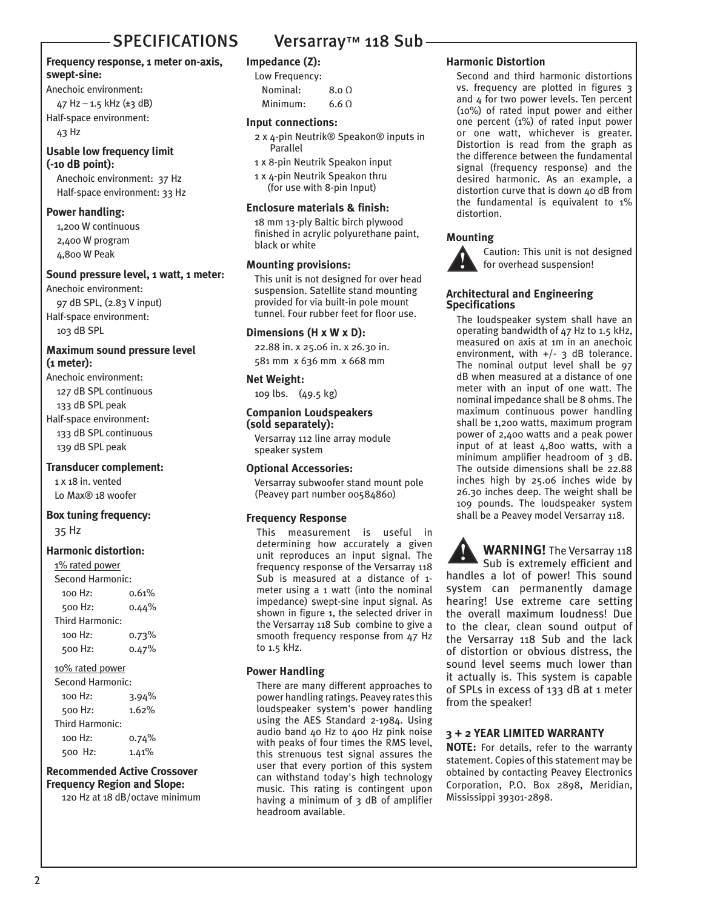# SPECIFICATIONS Versarray™ 118 Sub

### Frequency response, 1 meter on-axis, swept-sine:

Anechoic environment:
47 Hz – 1.5 kHz (±3 dB)
Half-space environment:
43 Hz

### Usable low frequency limit (-10 dB point):

Anechoic environment: 37 Hz
Half-space environment: 33 Hz

### Power handling:

1,200 W continuous
2,400 W program
4,800 W Peak

### Sound pressure level, 1 watt, 1 meter:

Anechoic environment:
97 dB SPL, (2.83 V input)
Half-space environment:
103 dB SPL

### Maximum sound pressure level (1 meter):

Anechoic environment:
127 dB SPL continuous
133 dB SPL peak
Half-space environment:
133 dB SPL continuous
139 dB SPL peak

### Transducer complement:

1 x 18 in. vented
Lo Max® 18 woofer

### Box tuning frequency:

35 Hz

### Harmonic distortion:

1% rated power

| Second Harmonic: | |
|---|---|
| 100 Hz: | 0.61% |
| 500 Hz: | 0.44% |
| Third Harmonic: | |
| 100 Hz: | 0.73% |
| 500 Hz: | 0.47% |

10% rated power

| Second Harmonic: | |
|---|---|
| 100 Hz: | 3.94% |
| 500 Hz: | 1.62% |
| Third Harmonic: | |
| 100 Hz: | 0.74% |
| 500 Hz: | 1.41% |

### Recommended Active Crossover Frequency Region and Slope:

120 Hz at 18 dB/octave minimum

### Impedance (Z):

Low Frequency:
Nominal: 8.0 Ω
Minimum: 6.6 Ω

### Input connections:

2 x 4-pin Neutrik® Speakon® inputs in Parallel
1 x 8-pin Neutrik Speakon input
1 x 4-pin Neutrik Speakon thru (for use with 8-pin Input)

### Enclosure materials & finish:

18 mm 13-ply Baltic birch plywood finished in acrylic polyurethane paint, black or white

### Mounting provisions:

This unit is not designed for over head suspension. Satellite stand mounting provided for via built-in pole mount tunnel. Four rubber feet for floor use.

### Dimensions (H x W x D):

22.88 in. x 25.06 in. x 26.30 in.
581 mm x 636 mm x 668 mm

### Net Weight:

109 lbs. (49.5 kg)

### Companion Loudspeakers (sold separately):

Versarray 112 line array module speaker system

### Optional Accessories:

Versarray subwoofer stand mount pole (Peavey part number 00584860)

### Frequency Response

This measurement is useful in determining how accurately a given unit reproduces an input signal. The frequency response of the Versarray 118 Sub is measured at a distance of 1-meter using a 1 watt (into the nominal impedance) swept-sine input signal. As shown in figure 1, the selected driver in the Versarray 118 Sub combine to give a smooth frequency response from 47 Hz to 1.5 kHz.

### Power Handling

There are many different approaches to power handling ratings. Peavey rates this loudspeaker system's power handling using the AES Standard 2-1984. Using audio band 40 Hz to 400 Hz pink noise with peaks of four times the RMS level, this strenuous test signal assures the user that every portion of this system can withstand today's high technology music. This rating is contingent upon having a minimum of 3 dB of amplifier headroom available.

### Harmonic Distortion

Second and third harmonic distortions vs. frequency are plotted in figures 3 and 4 for two power levels. Ten percent (10%) of rated input power and either one percent (1%) of rated input power or one watt, whichever is greater. Distortion is read from the graph as the difference between the fundamental signal (frequency response) and the desired harmonic. As an example, a distortion curve that is down 40 dB from the fundamental is equivalent to 1% distortion.

### Mounting

Caution: This unit is not designed for overhead suspension!

### Architectural and Engineering Specifications

The loudspeaker system shall have an operating bandwidth of 47 Hz to 1.5 kHz, measured on axis at 1m in an anechoic environment, with +/- 3 dB tolerance. The nominal output level shall be 97 dB when measured at a distance of one meter with an input of one watt. The nominal impedance shall be 8 ohms. The maximum continuous power handling shall be 1,200 watts, maximum program power of 2,400 watts and a peak power input of at least 4,800 watts, with a minimum amplifier headroom of 3 dB. The outside dimensions shall be 22.88 inches high by 25.06 inches wide by 26.30 inches deep. The weight shall be 109 pounds. The loudspeaker system shall be a Peavey model Versarray 118.

**WARNING!** The Versarray 118 Sub is extremely efficient and handles a lot of power! This sound system can permanently damage hearing! Use extreme care setting the overall maximum loudness! Due to the clear, clean sound output of the Versarray 118 Sub and the lack of distortion or obvious distress, the sound level seems much lower than it actually is. This system is capable of SPLs in excess of 133 dB at 1 meter from the speaker!

### 3 + 2 YEAR LIMITED WARRANTY

**NOTE:** For details, refer to the warranty statement. Copies of this statement may be obtained by contacting Peavey Electronics Corporation, P.O. Box 2898, Meridian, Mississippi 39301-2898.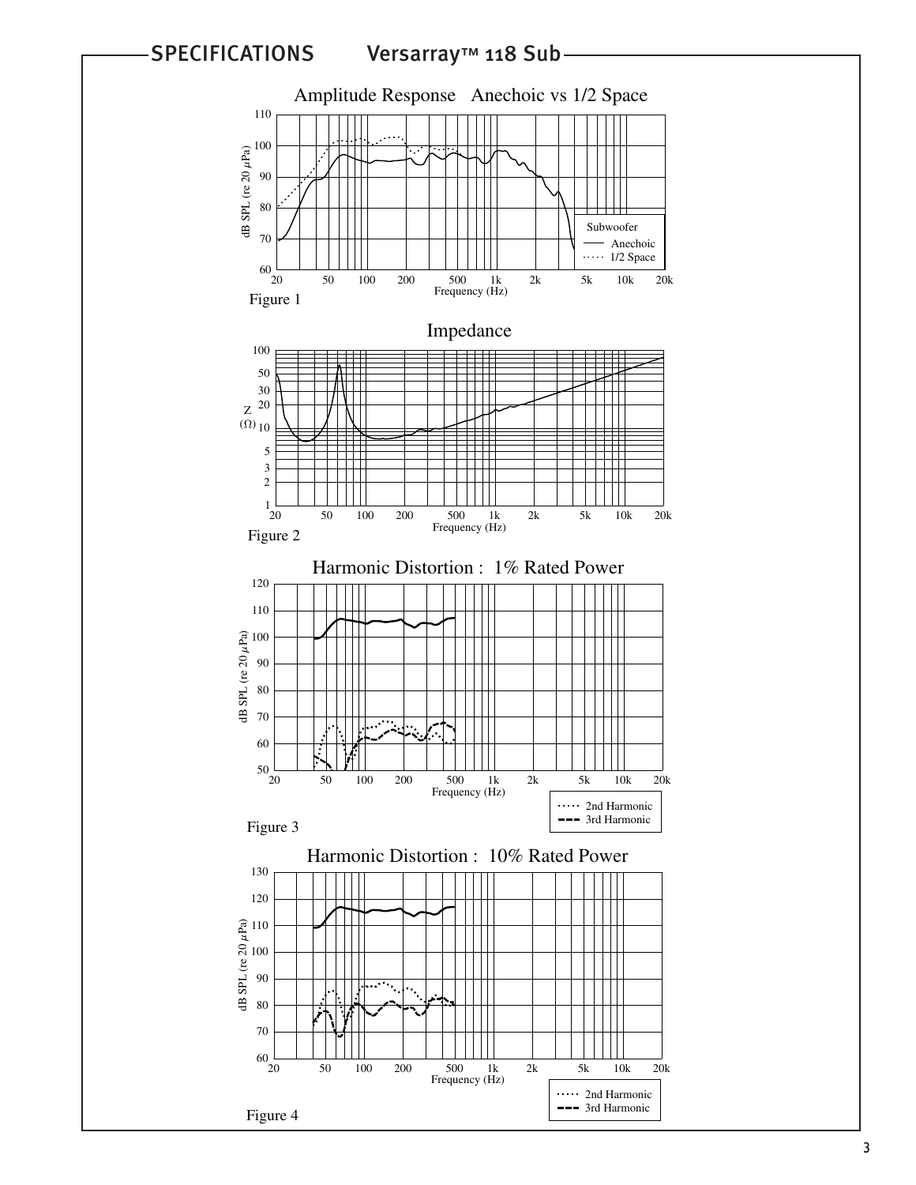## SPECIFICATIONS Versarray™ 118 Sub

Amplitude Response Anechoic vs 1/2 Space

Figure 1

Impedance

Figure 2

Harmonic Distortion : 1% Rated Power

Figure 3

Harmonic Distortion : 10% Rated Power

Figure 4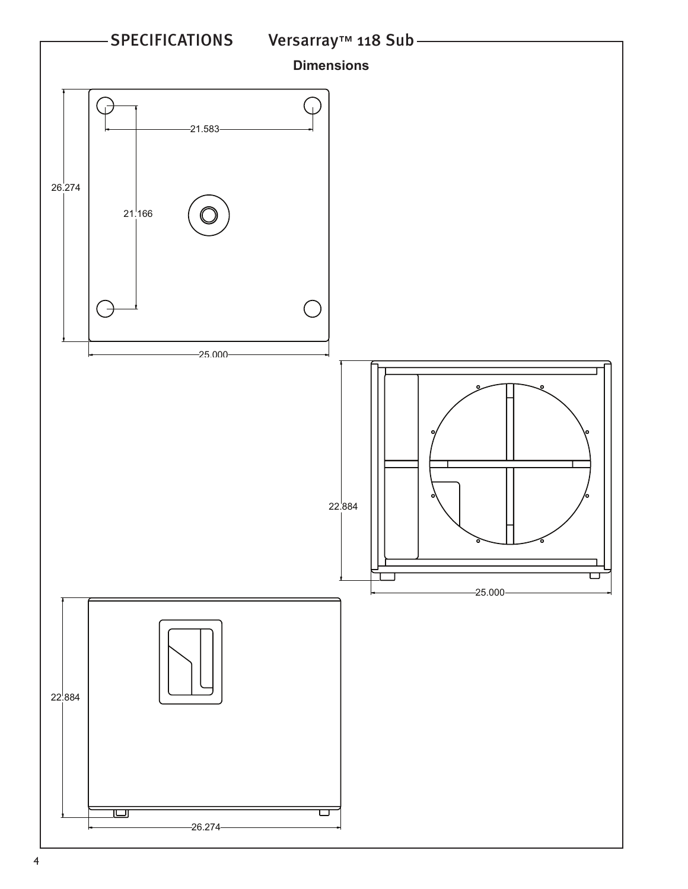## SPECIFICATIONS Versarray™ 118 Sub

### Dimensions

21.583

26.274

21.166

25.000

22.884

25.000

22.884

26.274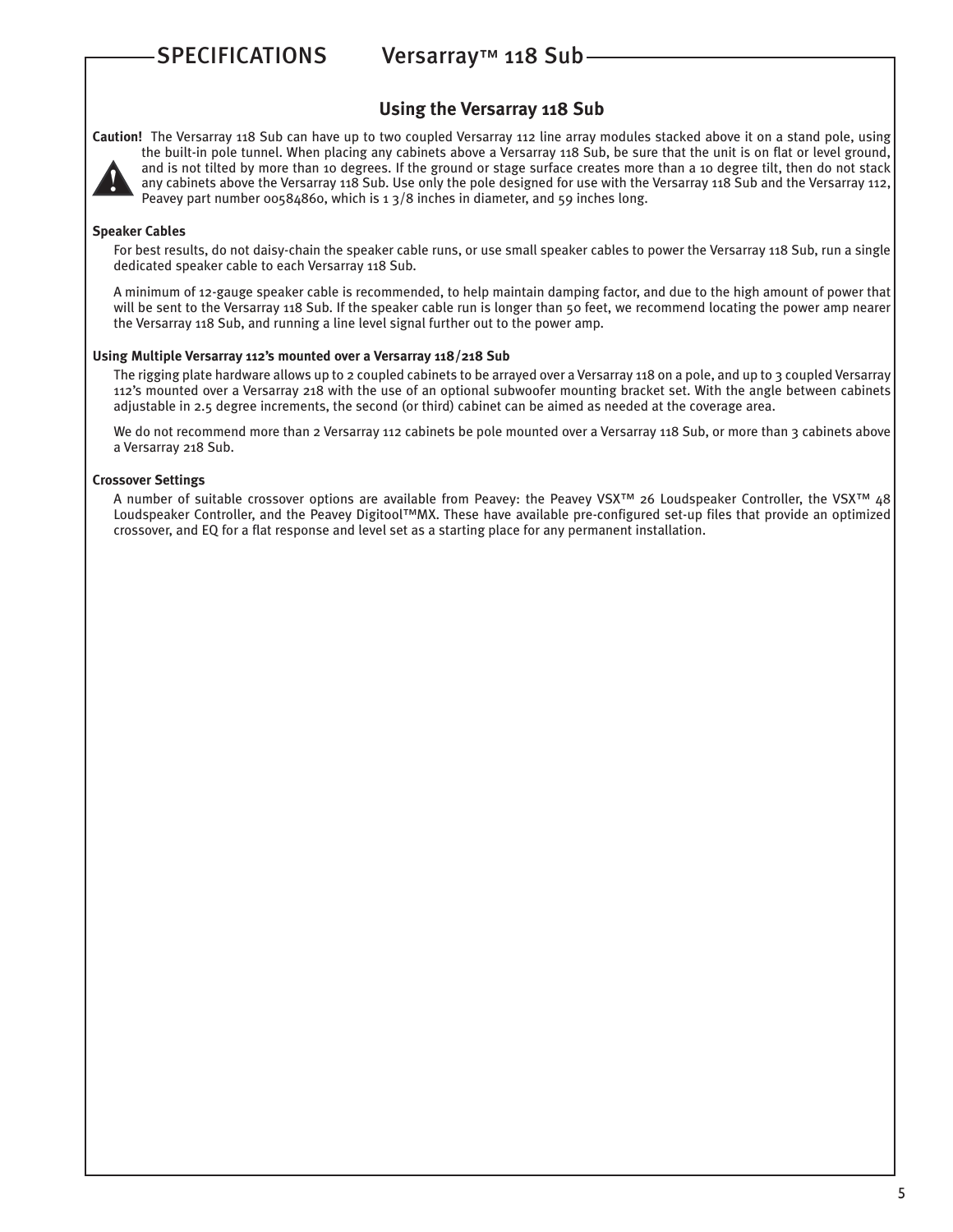## SPECIFICATIONS Versarray™ 118 Sub

### Using the Versarray 118 Sub

**Caution!** The Versarray 118 Sub can have up to two coupled Versarray 112 line array modules stacked above it on a stand pole, using the built-in pole tunnel. When placing any cabinets above a Versarray 118 Sub, be sure that the unit is on flat or level ground, and is not tilted by more than 10 degrees. If the ground or stage surface creates more than a 10 degree tilt, then do not stack any cabinets above the Versarray 118 Sub. Use only the pole designed for use with the Versarray 118 Sub and the Versarray 112, Peavey part number 00584860, which is 1 3/8 inches in diameter, and 59 inches long.

**Speaker Cables**

For best results, do not daisy-chain the speaker cable runs, or use small speaker cables to power the Versarray 118 Sub, run a single dedicated speaker cable to each Versarray 118 Sub.

A minimum of 12-gauge speaker cable is recommended, to help maintain damping factor, and due to the high amount of power that will be sent to the Versarray 118 Sub. If the speaker cable run is longer than 50 feet, we recommend locating the power amp nearer the Versarray 118 Sub, and running a line level signal further out to the power amp.

**Using Multiple Versarray 112's mounted over a Versarray 118/218 Sub**

The rigging plate hardware allows up to 2 coupled cabinets to be arrayed over a Versarray 118 on a pole, and up to 3 coupled Versarray 112's mounted over a Versarray 218 with the use of an optional subwoofer mounting bracket set. With the angle between cabinets adjustable in 2.5 degree increments, the second (or third) cabinet can be aimed as needed at the coverage area.

We do not recommend more than 2 Versarray 112 cabinets be pole mounted over a Versarray 118 Sub, or more than 3 cabinets above a Versarray 218 Sub.

**Crossover Settings**

A number of suitable crossover options are available from Peavey: the Peavey VSX™ 26 Loudspeaker Controller, the VSX™ 48 Loudspeaker Controller, and the Peavey Digitool™MX. These have available pre-configured set-up files that provide an optimized crossover, and EQ for a flat response and level set as a starting place for any permanent installation.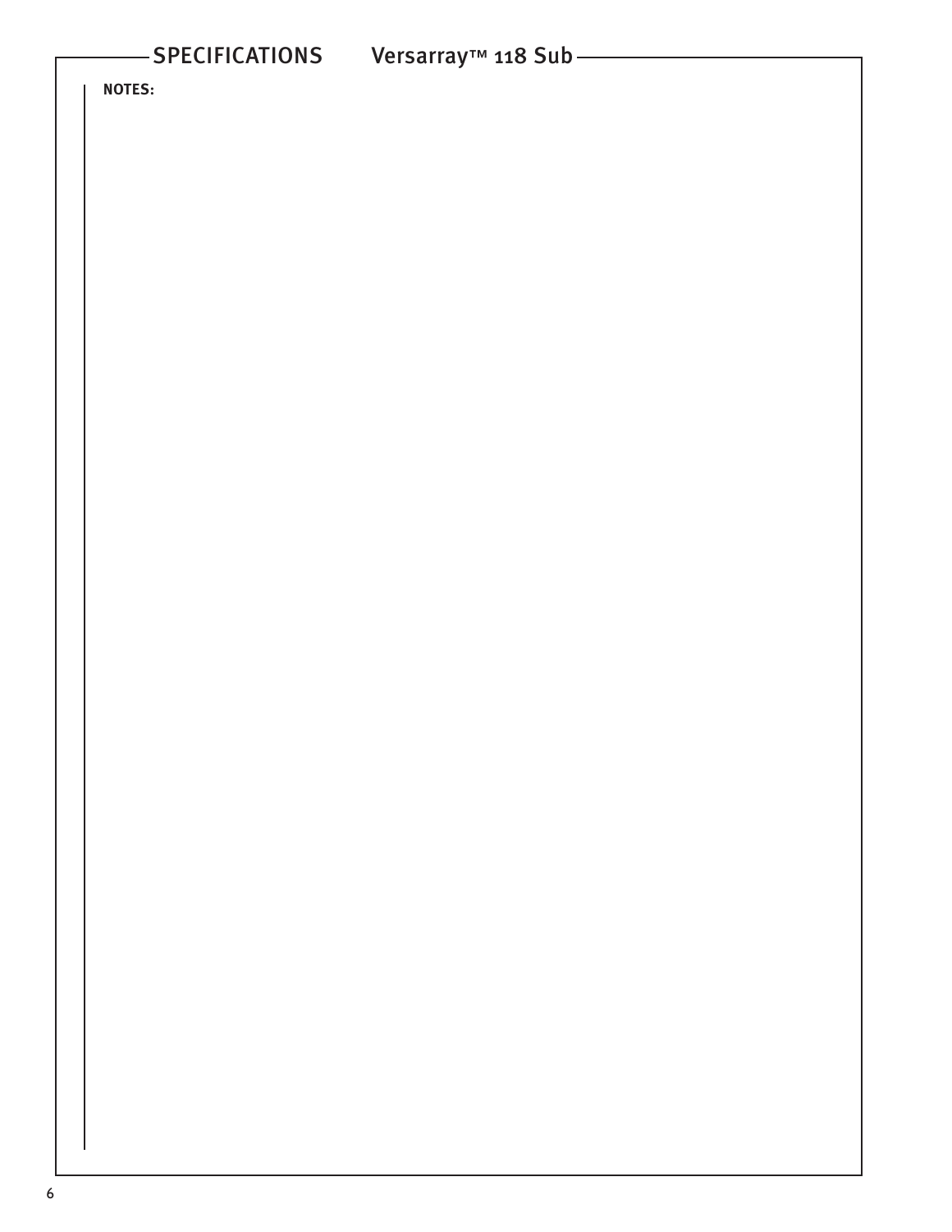## SPECIFICATIONS Versarray™ 118 Sub

**NOTES:**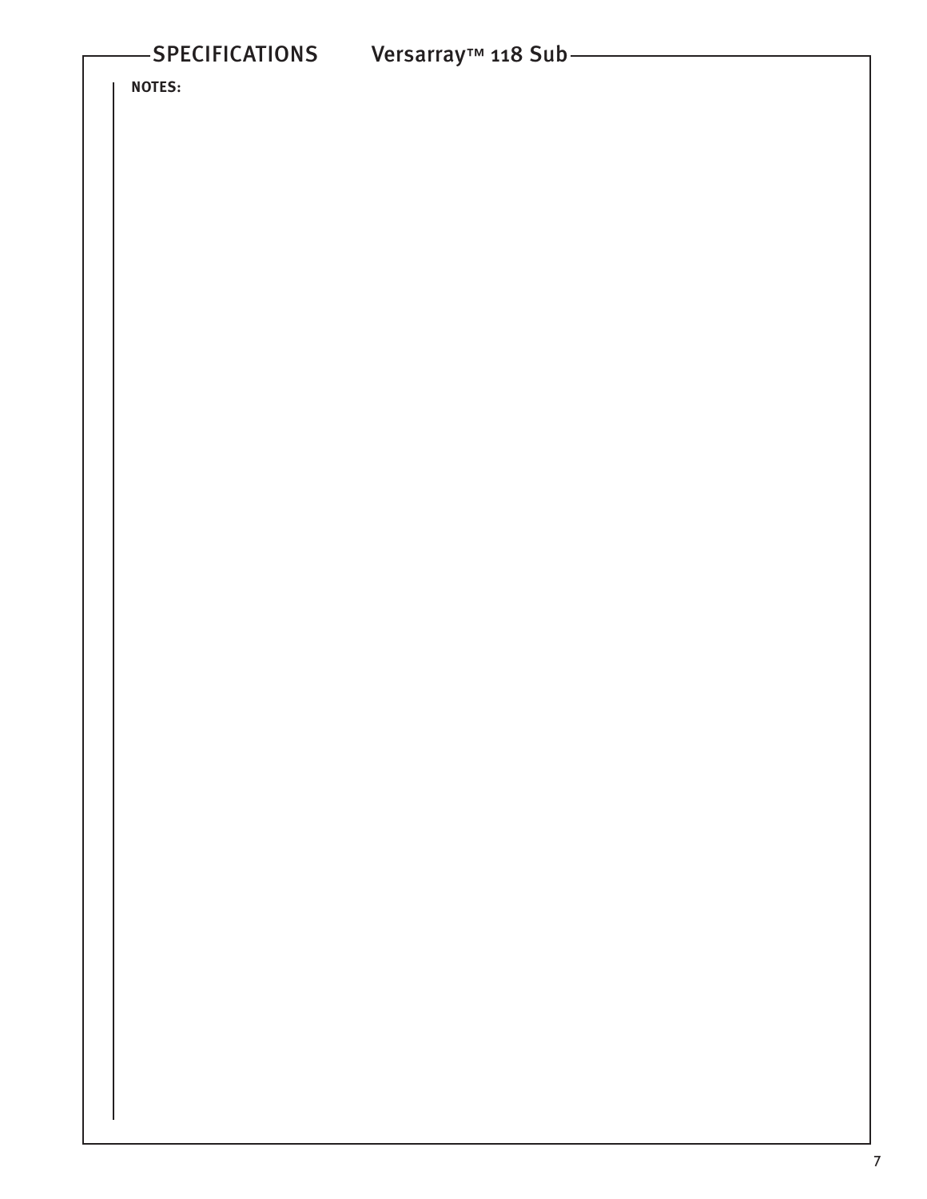## SPECIFICATIONS Versarray™ 118 Sub

**NOTES:**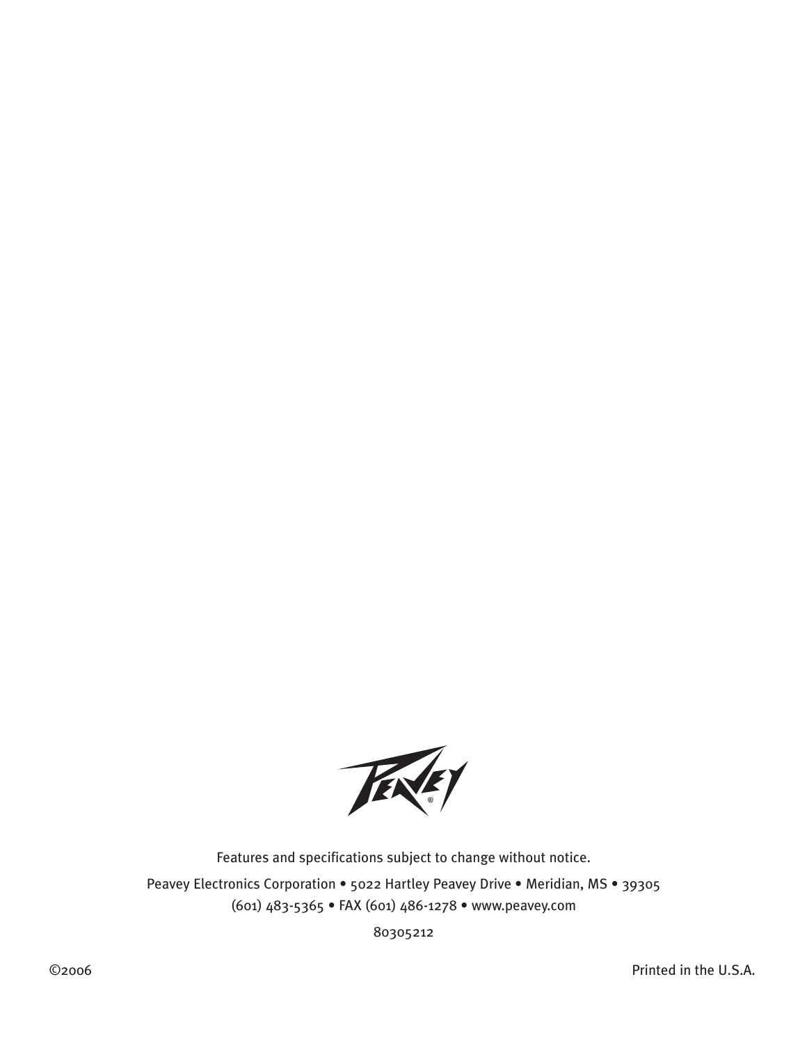Features and specifications subject to change without notice.

Peavey Electronics Corporation • 5022 Hartley Peavey Drive • Meridian, MS • 39305
(601) 483-5365 • FAX (601) 486-1278 • www.peavey.com

80305212

©2006

Printed in the U.S.A.